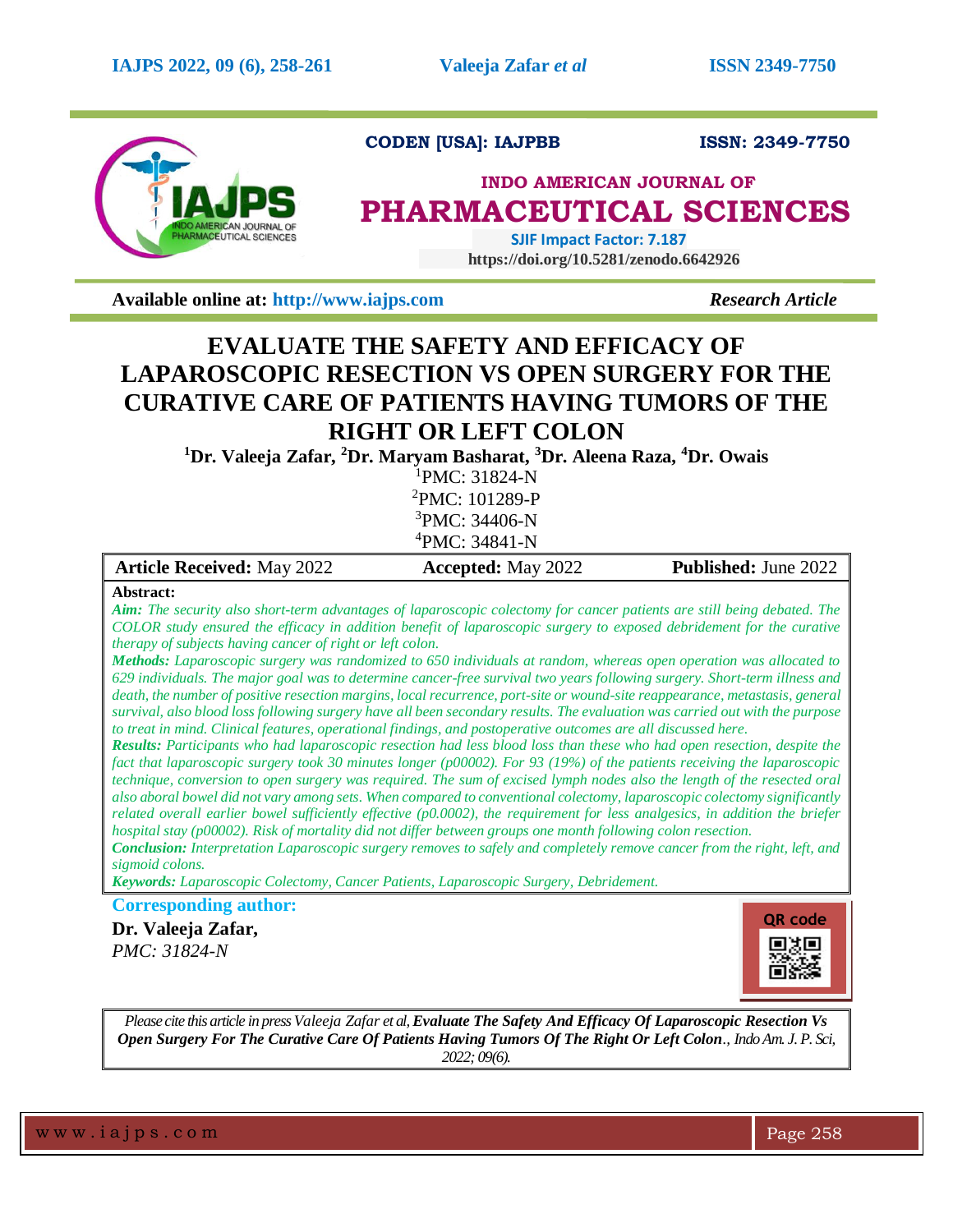CODEN [USA]: IAJPBB ISSN: 2349-7750

**INDO AMERICAN JOURNAL OF**

# PHARMACEUTICAL SCIENCES

**SJIF Impact Factor: 7.187**

**https://doi.org/10.5281/zenodo.6642926**

**Available online at: http://www.iajps.com** *Research Article*

# EVALUATE THE SAFETY AND EFFICACY OF LAPAROSCOPIC RESECTION VS OPEN SURGERY FOR THE CURATIVE CARE OF PATIENTS HAVING TUMORS OF THE RIGHT OR LEFT COLON

**[1]Dr. Valeeja Zafar, [2]Dr. Maryam Basharat, [3]Dr. Aleena Raza, [4]Dr. Owais**

[1]PMC: 31824-N

[2]PMC: 101289-P

[3]PMC: 34406-N

[4]PMC: 34841-N

| **Article Received:** May 2022 | **Accepted:** May 2022 | **Published:** June 2022 |
|---|---|---|

**Abstract:**

***Aim:*** *The security also short-term advantages of laparoscopic colectomy for cancer patients are still being debated. The COLOR study ensured the efficacy in addition benefit of laparoscopic surgery to exposed debridement for the curative therapy of subjects having cancer of right or left colon.*

***Methods:*** *Laparoscopic surgery was randomized to 650 individuals at random, whereas open operation was allocated to 629 individuals. The major goal was to determine cancer-free survival two years following surgery. Short-term illness and death, the number of positive resection margins, local recurrence, port-site or wound-site reappearance, metastasis, general survival, also blood loss following surgery have all been secondary results. The evaluation was carried out with the purpose to treat in mind. Clinical features, operational findings, and postoperative outcomes are all discussed here.*

***Results:*** *Participants who had laparoscopic resection had less blood loss than these who had open resection, despite the fact that laparoscopic surgery took 30 minutes longer (p00002). For 93 (19%) of the patients receiving the laparoscopic technique, conversion to open surgery was required. The sum of excised lymph nodes also the length of the resected oral also aboral bowel did not vary among sets. When compared to conventional colectomy, laparoscopic colectomy significantly related overall earlier bowel sufficiently effective (p0.0002), the requirement for less analgesics, in addition the briefer hospital stay (p00002). Risk of mortality did not differ between groups one month following colon resection.*

***Conclusion:*** *Interpretation Laparoscopic surgery removes to safely and completely remove cancer from the right, left, and sigmoid colons.*

***Keywords:*** *Laparoscopic Colectomy, Cancer Patients, Laparoscopic Surgery, Debridement.*

**Corresponding author:**

**Dr. Valeeja Zafar,**

*PMC: 31824-N*

QR code

*Please cite this article in press Valeeja Zafar et al,* ***Evaluate The Safety And Efficacy Of Laparoscopic Resection Vs Open Surgery For The Curative Care Of Patients Having Tumors Of The Right Or Left Colon****., Indo Am. J. P. Sci, 2022; 09(6).*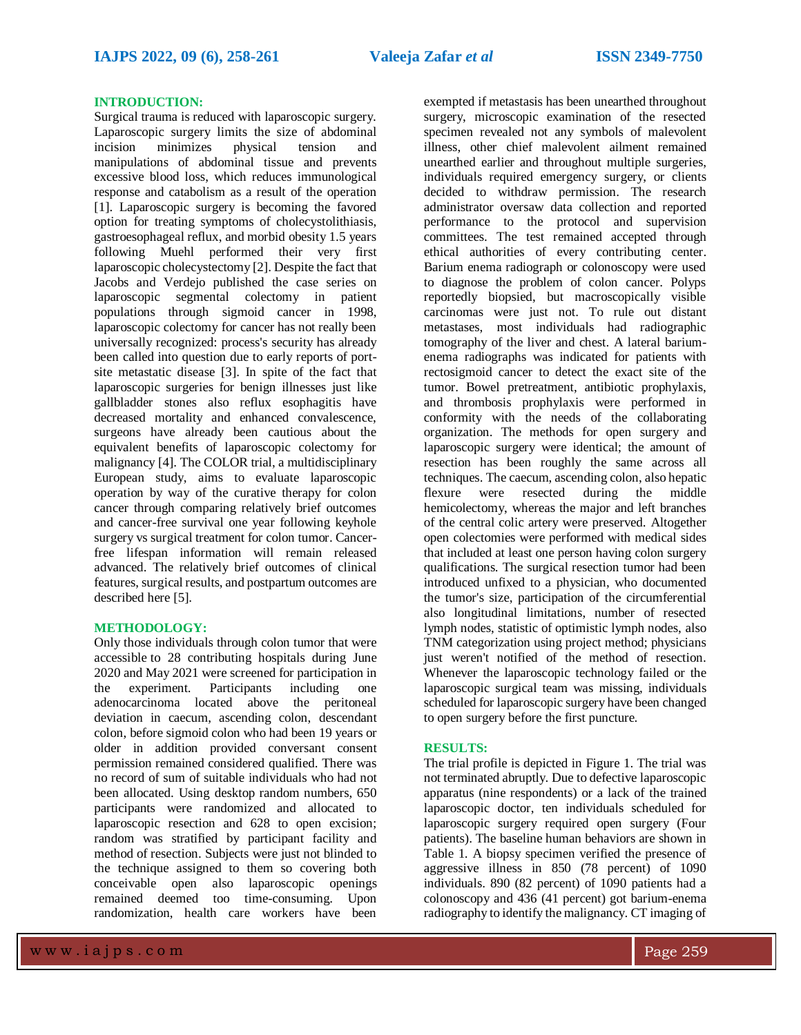## INTRODUCTION:

Surgical trauma is reduced with laparoscopic surgery. Laparoscopic surgery limits the size of abdominal incision minimizes physical tension and manipulations of abdominal tissue and prevents excessive blood loss, which reduces immunological response and catabolism as a result of the operation [1]. Laparoscopic surgery is becoming the favored option for treating symptoms of cholecystolithiasis, gastroesophageal reflux, and morbid obesity 1.5 years following Muehl performed their very first laparoscopic cholecystectomy [2]. Despite the fact that Jacobs and Verdejo published the case series on laparoscopic segmental colectomy in patient populations through sigmoid cancer in 1998, laparoscopic colectomy for cancer has not really been universally recognized: process's security has already been called into question due to early reports of port-site metastatic disease [3]. In spite of the fact that laparoscopic surgeries for benign illnesses just like gallbladder stones also reflux esophagitis have decreased mortality and enhanced convalescence, surgeons have already been cautious about the equivalent benefits of laparoscopic colectomy for malignancy [4]. The COLOR trial, a multidisciplinary European study, aims to evaluate laparoscopic operation by way of the curative therapy for colon cancer through comparing relatively brief outcomes and cancer-free survival one year following keyhole surgery vs surgical treatment for colon tumor. Cancer-free lifespan information will remain released advanced. The relatively brief outcomes of clinical features, surgical results, and postpartum outcomes are described here [5].

## METHODOLOGY:

Only those individuals through colon tumor that were accessible to 28 contributing hospitals during June 2020 and May 2021 were screened for participation in the experiment. Participants including one adenocarcinoma located above the peritoneal deviation in caecum, ascending colon, descendant colon, before sigmoid colon who had been 19 years or older in addition provided conversant consent permission remained considered qualified. There was no record of sum of suitable individuals who had not been allocated. Using desktop random numbers, 650 participants were randomized and allocated to laparoscopic resection and 628 to open excision; random was stratified by participant facility and method of resection. Subjects were just not blinded to the technique assigned to them so covering both conceivable open also laparoscopic openings remained deemed too time-consuming. Upon randomization, health care workers have been exempted if metastasis has been unearthed throughout surgery, microscopic examination of the resected specimen revealed not any symbols of malevolent illness, other chief malevolent ailment remained unearthed earlier and throughout multiple surgeries, individuals required emergency surgery, or clients decided to withdraw permission. The research administrator oversaw data collection and reported performance to the protocol and supervision committees. The test remained accepted through ethical authorities of every contributing center. Barium enema radiograph or colonoscopy were used to diagnose the problem of colon cancer. Polyps reportedly biopsied, but macroscopically visible carcinomas were just not. To rule out distant metastases, most individuals had radiographic tomography of the liver and chest. A lateral barium-enema radiographs was indicated for patients with rectosigmoid cancer to detect the exact site of the tumor. Bowel pretreatment, antibiotic prophylaxis, and thrombosis prophylaxis were performed in conformity with the needs of the collaborating organization. The methods for open surgery and laparoscopic surgery were identical; the amount of resection has been roughly the same across all techniques. The caecum, ascending colon, also hepatic flexure were resected during the middle hemicolectomy, whereas the major and left branches of the central colic artery were preserved. Altogether open colectomies were performed with medical sides that included at least one person having colon surgery qualifications. The surgical resection tumor had been introduced unfixed to a physician, who documented the tumor's size, participation of the circumferential also longitudinal limitations, number of resected lymph nodes, statistic of optimistic lymph nodes, also TNM categorization using project method; physicians just weren't notified of the method of resection. Whenever the laparoscopic technology failed or the laparoscopic surgical team was missing, individuals scheduled for laparoscopic surgery have been changed to open surgery before the first puncture.

## RESULTS:

The trial profile is depicted in Figure 1. The trial was not terminated abruptly. Due to defective laparoscopic apparatus (nine respondents) or a lack of the trained laparoscopic doctor, ten individuals scheduled for laparoscopic surgery required open surgery (Four patients). The baseline human behaviors are shown in Table 1. A biopsy specimen verified the presence of aggressive illness in 850 (78 percent) of 1090 individuals. 890 (82 percent) of 1090 patients had a colonoscopy and 436 (41 percent) got barium-enema radiography to identify the malignancy. CT imaging of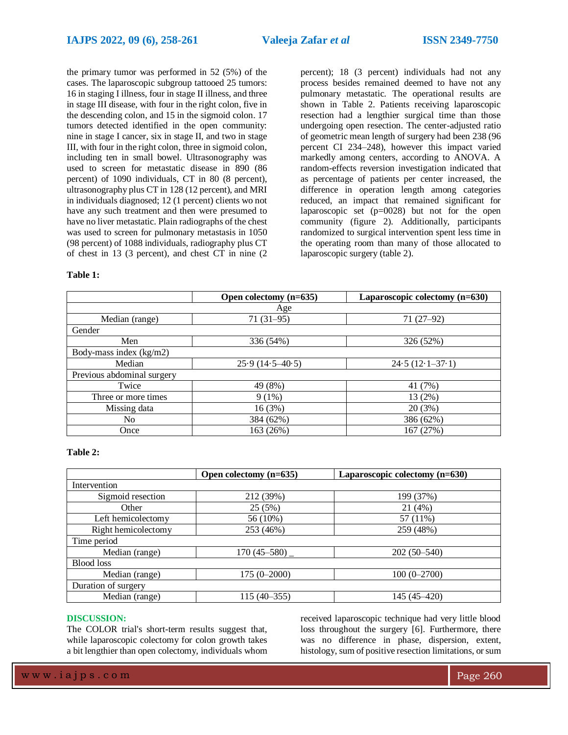the primary tumor was performed in 52 (5%) of the cases. The laparoscopic subgroup tattooed 25 tumors: 16 in staging I illness, four in stage II illness, and three in stage III disease, with four in the right colon, five in the descending colon, and 15 in the sigmoid colon. 17 tumors detected identified in the open community: nine in stage I cancer, six in stage II, and two in stage III, with four in the right colon, three in sigmoid colon, including ten in small bowel. Ultrasonography was used to screen for metastatic disease in 890 (86 percent) of 1090 individuals, CT in 80 (8 percent), ultrasonography plus CT in 128 (12 percent), and MRI in individuals diagnosed; 12 (1 percent) clients wo not have any such treatment and then were presumed to have no liver metastatic. Plain radiographs of the chest was used to screen for pulmonary metastasis in 1050 (98 percent) of 1088 individuals, radiography plus CT of chest in 13 (3 percent), and chest CT in nine (2 percent); 18 (3 percent) individuals had not any process besides remained deemed to have not any pulmonary metastatic. The operational results are shown in Table 2. Patients receiving laparoscopic resection had a lengthier surgical time than those undergoing open resection. The center-adjusted ratio of geometric mean length of surgery had been 238 (96 percent CI 234–248), however this impact varied markedly among centers, according to ANOVA. A random-effects reversion investigation indicated that as percentage of patients per center increased, the difference in operation length among categories reduced, an impact that remained significant for laparoscopic set (p=0028) but not for the open community (figure 2). Additionally, participants randomized to surgical intervention spent less time in the operating room than many of those allocated to laparoscopic surgery (table 2).

**Table 1:**

| | Open colectomy (n=635) | Laparoscopic colectomy (n=630) |
|---|---|---|
| Age | | |
| Median (range) | 71 (31–95) | 71 (27–92) |
| Gender | | |
| Men | 336 (54%) | 326 (52%) |
| Body-mass index (kg/m2) | | |
| Median | 25·9 (14·5–40·5) | 24·5 (12·1–37·1) |
| Previous abdominal surgery | | |
| Twice | 49 (8%) | 41 (7%) |
| Three or more times | 9 (1%) | 13 (2%) |
| Missing data | 16 (3%) | 20 (3%) |
| No | 384 (62%) | 386 (62%) |
| Once | 163 (26%) | 167 (27%) |

**Table 2:**

| | Open colectomy (n=635) | Laparoscopic colectomy (n=630) |
|---|---|---|
| Intervention | | |
| Sigmoid resection | 212 (39%) | 199 (37%) |
| Other | 25 (5%) | 21 (4%) |
| Left hemicolectomy | 56 (10%) | 57 (11%) |
| Right hemicolectomy | 253 (46%) | 259 (48%) |
| Time period | | |
| Median (range) | 170 (45–580) _ | 202 (50–540) |
| Blood loss | | |
| Median (range) | 175 (0–2000) | 100 (0–2700) |
| Duration of surgery | | |
| Median (range) | 115 (40–355) | 145 (45–420) |

## DISCUSSION:

The COLOR trial's short-term results suggest that, while laparoscopic colectomy for colon growth takes a bit lengthier than open colectomy, individuals whom received laparoscopic technique had very little blood loss throughout the surgery [6]. Furthermore, there was no difference in phase, dispersion, extent, histology, sum of positive resection limitations, or sum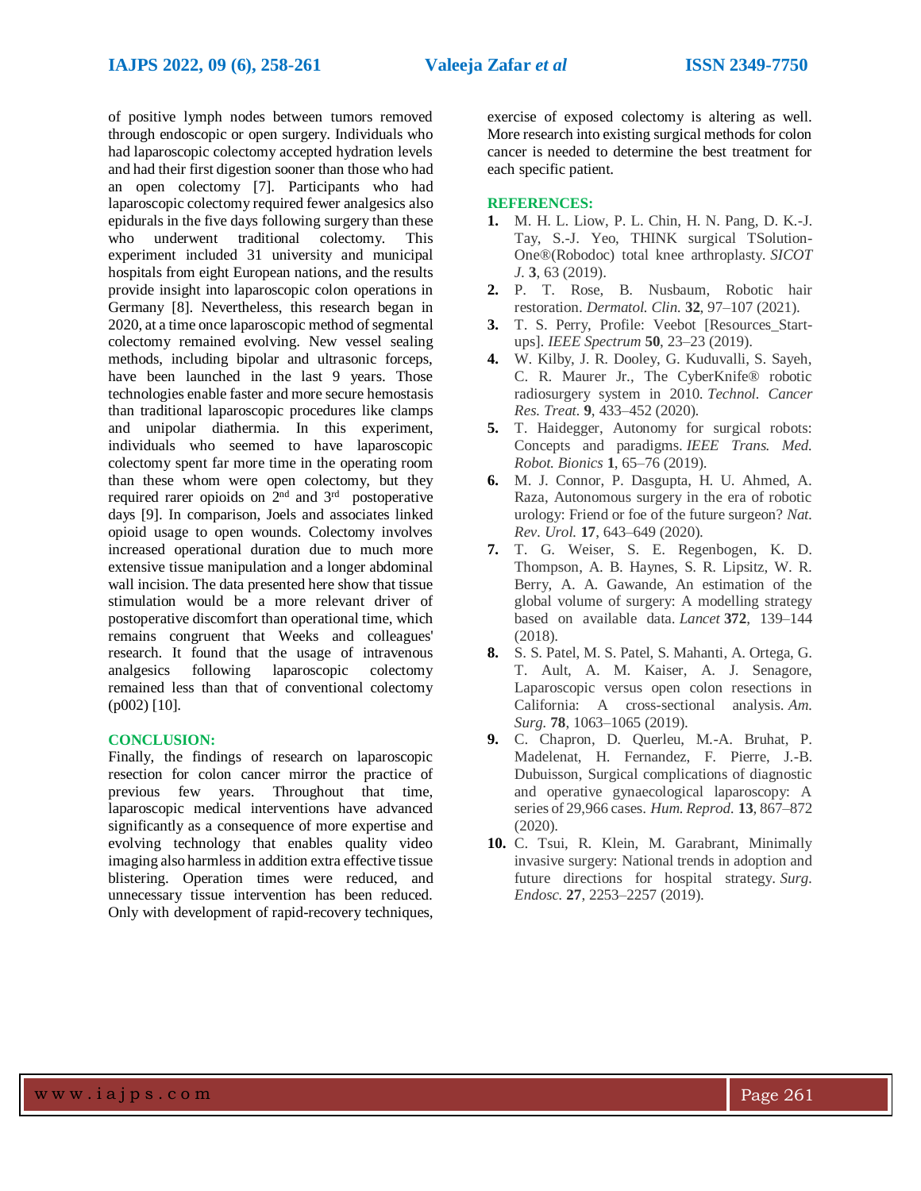of positive lymph nodes between tumors removed through endoscopic or open surgery. Individuals who had laparoscopic colectomy accepted hydration levels and had their first digestion sooner than those who had an open colectomy [7]. Participants who had laparoscopic colectomy required fewer analgesics also epidurals in the five days following surgery than these who underwent traditional colectomy. This experiment included 31 university and municipal hospitals from eight European nations, and the results provide insight into laparoscopic colon operations in Germany [8]. Nevertheless, this research began in 2020, at a time once laparoscopic method of segmental colectomy remained evolving. New vessel sealing methods, including bipolar and ultrasonic forceps, have been launched in the last 9 years. Those technologies enable faster and more secure hemostasis than traditional laparoscopic procedures like clamps and unipolar diathermia. In this experiment, individuals who seemed to have laparoscopic colectomy spent far more time in the operating room than these whom were open colectomy, but they required rarer opioids on 2nd and 3rd postoperative days [9]. In comparison, Joels and associates linked opioid usage to open wounds. Colectomy involves increased operational duration due to much more extensive tissue manipulation and a longer abdominal wall incision. The data presented here show that tissue stimulation would be a more relevant driver of postoperative discomfort than operational time, which remains congruent that Weeks and colleagues' research. It found that the usage of intravenous analgesics following laparoscopic colectomy remained less than that of conventional colectomy (p002) [10].

## CONCLUSION:

Finally, the findings of research on laparoscopic resection for colon cancer mirror the practice of previous few years. Throughout that time, laparoscopic medical interventions have advanced significantly as a consequence of more expertise and evolving technology that enables quality video imaging also harmless in addition extra effective tissue blistering. Operation times were reduced, and unnecessary tissue intervention has been reduced. Only with development of rapid-recovery techniques, exercise of exposed colectomy is altering as well. More research into existing surgical methods for colon cancer is needed to determine the best treatment for each specific patient.

## REFERENCES:

1. M. H. L. Liow, P. L. Chin, H. N. Pang, D. K.-J. Tay, S.-J. Yeo, THINK surgical TSolution-One®(Robodoc) total knee arthroplasty. *SICOT J.* **3**, 63 (2019).
2. P. T. Rose, B. Nusbaum, Robotic hair restoration. *Dermatol. Clin.* **32**, 97–107 (2021).
3. T. S. Perry, Profile: Veebot [Resources_Start-ups]. *IEEE Spectrum* **50**, 23–23 (2019).
4. W. Kilby, J. R. Dooley, G. Kuduvalli, S. Sayeh, C. R. Maurer Jr., The CyberKnife® robotic radiosurgery system in 2010. *Technol. Cancer Res. Treat.* **9**, 433–452 (2020).
5. T. Haidegger, Autonomy for surgical robots: Concepts and paradigms. *IEEE Trans. Med. Robot. Bionics* **1**, 65–76 (2019).
6. M. J. Connor, P. Dasgupta, H. U. Ahmed, A. Raza, Autonomous surgery in the era of robotic urology: Friend or foe of the future surgeon? *Nat. Rev. Urol.* **17**, 643–649 (2020).
7. T. G. Weiser, S. E. Regenbogen, K. D. Thompson, A. B. Haynes, S. R. Lipsitz, W. R. Berry, A. A. Gawande, An estimation of the global volume of surgery: A modelling strategy based on available data. *Lancet* **372**, 139–144 (2018).
8. S. S. Patel, M. S. Patel, S. Mahanti, A. Ortega, G. T. Ault, A. M. Kaiser, A. J. Senagore, Laparoscopic versus open colon resections in California: A cross-sectional analysis. *Am. Surg.* **78**, 1063–1065 (2019).
9. C. Chapron, D. Querleu, M.-A. Bruhat, P. Madelenat, H. Fernandez, F. Pierre, J.-B. Dubuisson, Surgical complications of diagnostic and operative gynaecological laparoscopy: A series of 29,966 cases. *Hum. Reprod.* **13**, 867–872 (2020).
10. C. Tsui, R. Klein, M. Garabrant, Minimally invasive surgery: National trends in adoption and future directions for hospital strategy. *Surg. Endosc.* **27**, 2253–2257 (2019).